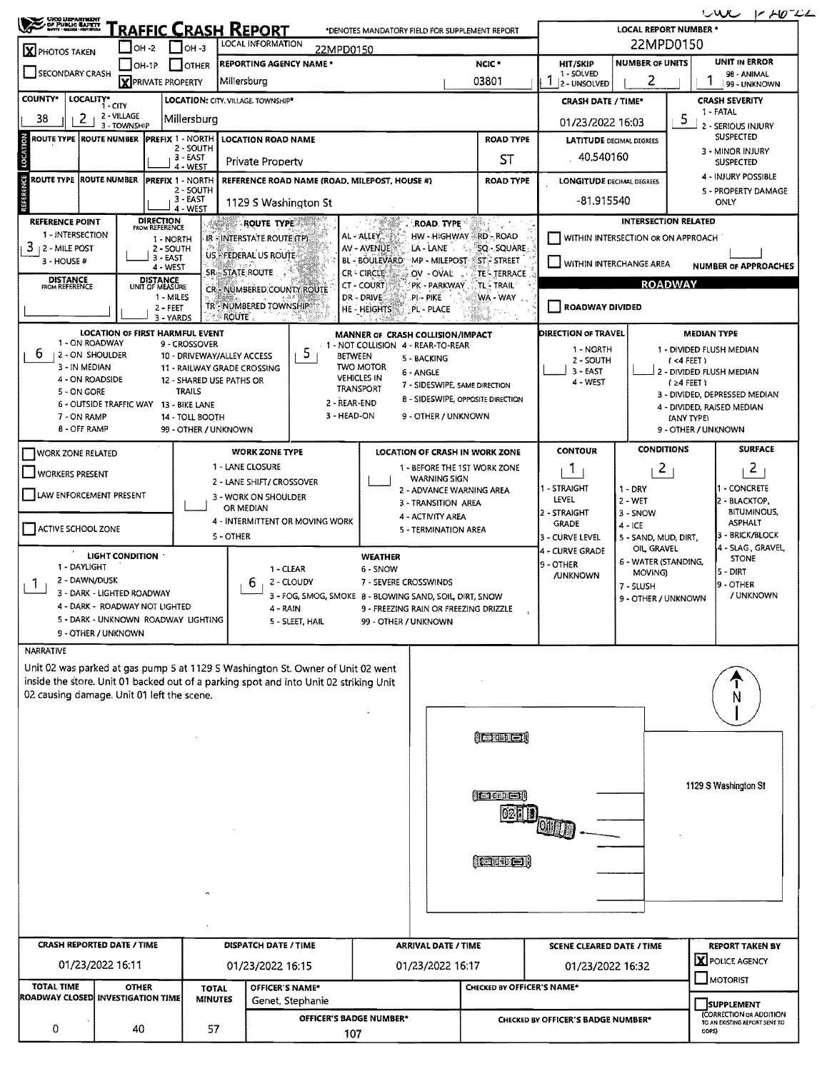# Traffic Crash Report

OHIO DEPARTMENT OF PUBLIC SAFETY

*DENOTES MANDATORY FIELD FOR SUPPLEMENT REPORT

| | |
|---|---|
| PHOTOS TAKEN | X |
| OH-2 | |
| OH-3 | |
| OH-1P | |
| OTHER | |
| SECONDARY CRASH | |
| PRIVATE PROPERTY | X |
| LOCAL INFORMATION | 22MPD0150 |
| LOCAL REPORT NUMBER * | 22MPD0150 |
| REPORTING AGENCY NAME * | Millersburg |
| NCIC * | 03801 |
| HIT/SKIP (1 - SOLVED, 2 - UNSOLVED) | 1 |
| NUMBER OF UNITS | 2 |
| UNIT IN ERROR (98 - ANIMAL, 99 - UNKNOWN) | 1 |
| COUNTY* | 38 |
| LOCALITY* (1 - CITY, 2 - VILLAGE, 3 - TOWNSHIP) | 2 |
| LOCATION: CITY, VILLAGE, TOWNSHIP* | Millersburg |
| CRASH DATE / TIME* | 01/23/2022 16:03 |
| CRASH SEVERITY (1 - FATAL, 2 - SERIOUS INJURY SUSPECTED, 3 - MINOR INJURY SUSPECTED, 4 - INJURY POSSIBLE, 5 - PROPERTY DAMAGE ONLY) | 5 |

## Location

| ROUTE TYPE | ROUTE NUMBER | PREFIX (1 - NORTH, 2 - SOUTH, 3 - EAST, 4 - WEST) | LOCATION ROAD NAME | ROAD TYPE |
|---|---|---|---|---|
| | | | Private Property | ST |

LATITUDE DECIMAL DEGREES: 40.540160

## Reference

| ROUTE TYPE | ROUTE NUMBER | PREFIX (1 - NORTH, 2 - SOUTH, 3 - EAST, 4 - WEST) | REFERENCE ROAD NAME (ROAD, MILEPOST, HOUSE #) | ROAD TYPE |
|---|---|---|---|---|
| | | | 1129 S Washington St | |

LONGITUDE DECIMAL DEGREES: -81.915540

REFERENCE POINT (1 - INTERSECTION, 2 - MILE POST, 3 - HOUSE #): 3

DIRECTION FROM REFERENCE (1 - NORTH, 2 - SOUTH, 3 - EAST, 4 - WEST):

DISTANCE FROM REFERENCE:

DISTANCE UNIT OF MEASURE (1 - MILES, 2 - FEET, 3 - YARDS):

ROUTE TYPE: IR - INTERSTATE ROUTE (TP), US - FEDERAL US ROUTE, SR - STATE ROUTE, CR - NUMBERED COUNTY ROUTE, TR - NUMBERED TOWNSHIP ROUTE

ROAD TYPE: AL - ALLEY, AV - AVENUE, BL - BOULEVARD, CR - CIRCLE, CT - COURT, DR - DRIVE, HE - HEIGHTS, HW - HIGHWAY, LA - LANE, MP - MILEPOST, OV - OVAL, PK - PARKWAY, PI - PIKE, PL - PLACE, RD - ROAD, SQ - SQUARE, ST - STREET, TE - TERRACE, TL - TRAIL, WA - WAY

## Intersection Related

- WITHIN INTERSECTION OR ON APPROACH: ☐
- WITHIN INTERCHANGE AREA: ☐
- NUMBER OF APPROACHES:

## Roadway

- ROADWAY DIVIDED: ☐

LOCATION OF FIRST HARMFUL EVENT: 6

1 - ON ROADWAY, 2 - ON SHOULDER, 3 - IN MEDIAN, 4 - ON ROADSIDE, 5 - ON GORE, 6 - OUTSIDE TRAFFIC WAY, 7 - ON RAMP, 8 - OFF RAMP, 9 - CROSSOVER, 10 - DRIVEWAY/ALLEY ACCESS, 11 - RAILWAY GRADE CROSSING, 12 - SHARED USE PATHS OR TRAILS, 13 - BIKE LANE, 14 - TOLL BOOTH, 99 - OTHER / UNKNOWN

MANNER OF CRASH COLLISION/IMPACT: 5

1 - NOT COLLISION BETWEEN TWO MOTOR VEHICLES IN TRANSPORT, 2 - REAR-END, 3 - HEAD-ON, 4 - REAR-TO-REAR, 5 - BACKING, 6 - ANGLE, 7 - SIDESWIPE, SAME DIRECTION, 8 - SIDESWIPE, OPPOSITE DIRECTION, 9 - OTHER / UNKNOWN

DIRECTION OF TRAVEL (1 - NORTH, 2 - SOUTH, 3 - EAST, 4 - WEST):

MEDIAN TYPE: 1 - DIVIDED FLUSH MEDIAN (<4 FEET), 2 - DIVIDED FLUSH MEDIAN (≥4 FEET), 3 - DIVIDED, DEPRESSED MEDIAN, 4 - DIVIDED, RAISED MEDIAN (ANY TYPE), 9 - OTHER / UNKNOWN

## Work Zone

- WORK ZONE RELATED: ☐
- WORKERS PRESENT: ☐
- LAW ENFORCEMENT PRESENT: ☐
- ACTIVE SCHOOL ZONE: ☐

WORK ZONE TYPE: 1 - LANE CLOSURE, 2 - LANE SHIFT/ CROSSOVER, 3 - WORK ON SHOULDER OR MEDIAN, 4 - INTERMITTENT OR MOVING WORK, 5 - OTHER

LOCATION OF CRASH IN WORK ZONE: 1 - BEFORE THE 1ST WORK ZONE WARNING SIGN, 2 - ADVANCE WARNING AREA, 3 - TRANSITION AREA, 4 - ACTIVITY AREA, 5 - TERMINATION AREA

| CONTOUR | CONDITIONS | SURFACE |
|---|---|---|
| 1 | 2 | 2 |

CONTOUR: 1 - STRAIGHT LEVEL, 2 - STRAIGHT GRADE, 3 - CURVE LEVEL, 4 - CURVE GRADE, 9 - OTHER /UNKNOWN

CONDITIONS: 1 - DRY, 2 - WET, 3 - SNOW, 4 - ICE, 5 - SAND, MUD, DIRT, OIL, GRAVEL, 6 - WATER (STANDING, MOVING), 7 - SLUSH, 9 - OTHER / UNKNOWN

SURFACE: 1 - CONCRETE, 2 - BLACKTOP, BITUMINOUS, ASPHALT, 3 - BRICK/BLOCK, 4 - SLAG, GRAVEL, STONE, 5 - DIRT, 9 - OTHER / UNKNOWN

LIGHT CONDITION: 1

1 - DAYLIGHT, 2 - DAWN/DUSK, 3 - DARK - LIGHTED ROADWAY, 4 - DARK - ROADWAY NOT LIGHTED, 5 - DARK - UNKNOWN ROADWAY LIGHTING, 9 - OTHER / UNKNOWN

WEATHER: 6

1 - CLEAR, 2 - CLOUDY, 3 - FOG, SMOG, SMOKE, 4 - RAIN, 5 - SLEET, HAIL, 6 - SNOW, 7 - SEVERE CROSSWINDS, 8 - BLOWING SAND, SOIL, DIRT, SNOW, 9 - FREEZING RAIN OR FREEZING DRIZZLE, 99 - OTHER / UNKNOWN

## Narrative

Unit 02 was parked at gas pump 5 at 1129 S Washington St. Owner of Unit 02 went inside the store. Unit 01 backed out of a parking spot and into Unit 02 striking Unit 02 causing damage. Unit 01 left the scene.

1129 S Washington St

| CRASH REPORTED DATE / TIME | DISPATCH DATE / TIME | ARRIVAL DATE / TIME | SCENE CLEARED DATE / TIME | REPORT TAKEN BY |
|---|---|---|---|---|
| 01/23/2022 16:11 | 01/23/2022 16:15 | 01/23/2022 16:17 | 01/23/2022 16:32 | X POLICE AGENCY |

| TOTAL TIME ROADWAY CLOSED | OTHER INVESTIGATION TIME | TOTAL MINUTES | OFFICER'S NAME* | OFFICER'S BADGE NUMBER* | CHECKED BY OFFICER'S NAME* | CHECKED BY OFFICER'S BADGE NUMBER* |
|---|---|---|---|---|---|---|
| 0 | 40 | 57 | Genet, Stephanie | 107 | | |

- MOTORIST: ☐
- SUPPLEMENT (CORRECTION OR ADDITION TO AN EXISTING REPORT SENT TO ODPS): ☐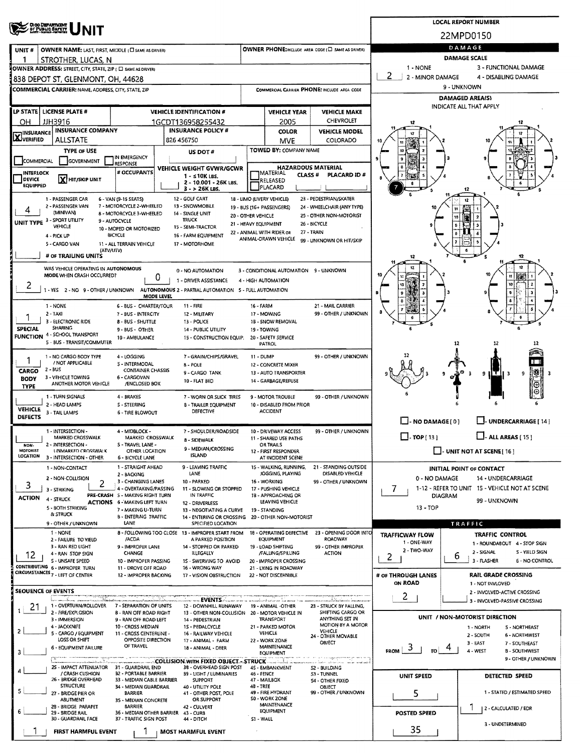# OHIO DEPARTMENT OF PUBLIC SAFETY — UNIT

**LOCAL REPORT NUMBER:** 22MPD0150

| UNIT # | OWNER NAME: LAST, FIRST, MIDDLE (☐ SAME AS DRIVER) | OWNER PHONE: INCLUDE AREA CODE (☐ SAME AS DRIVER) |
|---|---|---|
| 1 | STROTHER, LUCAS, N | |

**OWNER ADDRESS:** STREET, CITY, STATE, ZIP (☐ SAME AS DRIVER)
838 DEPOT ST, GLENMONT, OH, 44628

**COMMERCIAL CARRIER:** NAME, ADDRESS, CITY, STATE, ZIP — **COMMERCIAL CARRIER PHONE:** INCLUDE AREA CODE

| LP STATE | LICENSE PLATE # | VEHICLE IDENTIFICATION # | VEHICLE YEAR | VEHICLE MAKE |
|---|---|---|---|---|
| OH | JJH3916 | 1GCDT136958255432 | 2005 | CHEVROLET |

| INSURANCE | INSURANCE COMPANY | INSURANCE POLICY # | COLOR | VEHICLE MODEL |
|---|---|---|---|---|
| [X] VERIFIED | ALLSTATE | 826 456750 | MVE | COLORADO |

**TYPE OF USE:** ☐ COMMERCIAL ☐ GOVERNMENT ☐ IN EMERGENCY RESPONSE
**US DOT #:**
**TOWED BY:** COMPANY NAME

☐ INTERLOCK DEVICE EQUIPPED [X] HIT/SKIP UNIT
**# OCCUPANTS:**

**VEHICLE WEIGHT GVWR/GCWR:** 1 - ≤10K LBS. 2 - 10.001 - 26K LBS. 3 - > 26K LBS.

**HAZARDOUS MATERIAL:** ☐ MATERIAL CLASS # ☐ RELEASED ☐ PLACARD — PLACARD ID #

**UNIT TYPE:** 4
1 - PASSENGER CAR; 2 - PASSENGER VAN (MINIVAN); 3 - SPORT UTILITY VEHICLE; 4 - PICK UP; 5 - CARGO VAN (ATV/UTV); 6 - VAN (9-15 SEATS); 7 - MOTORCYCLE 2-WHEELED; 8 - MOTORCYCLE 3-WHEELED; 9 - AUTOCYCLE; 10 - MOPED OR MOTORIZED BICYCLE; 11 - ALL TERRAIN VEHICLE; 12 - GOLF CART; 13 - SNOWMOBILE; 14 - SINGLE UNIT TRUCK; 15 - SEMI-TRACTOR; 16 - FARM EQUIPMENT; 17 - MOTORHOME; 18 - LIMO (LIVERY VEHICLE); 19 - BUS (16+ PASSENGERS); 20 - OTHER VEHICLE; 21 - HEAVY EQUIPMENT; 22 - ANIMAL WITH RIDER OR ANIMAL-DRAWN VEHICLE; 23 - PEDESTRIAN/SKATER; 24 - WHEELCHAIR (ANY TYPE); 25 - OTHER NON-MOTORIST; 26 - BICYCLE; 27 - TRAIN; 99 - UNKNOWN OR HIT/SKIP

**# OF TRAILING UNITS:**

**WAS VEHICLE OPERATING IN AUTONOMOUS MODE WHEN CRASH OCCURRED?** 2
1 - YES 2 - NO 9 - OTHER / UNKNOWN

**AUTONOMOUS MODE LEVEL:** 0
0 - NO AUTOMATION; 1 - DRIVER ASSISTANCE; 2 - PARTIAL AUTOMATION; 3 - CONDITIONAL AUTOMATION; 4 - HIGH AUTOMATION; 5 - FULL AUTOMATION; 9 - UNKNOWN

**SPECIAL FUNCTION:** 1
1 - NONE; 2 - TAXI; 3 - ELECTRONIC RIDE SHARING; 4 - SCHOOL TRANSPORT; 5 - BUS - TRANSIT/COMMUTER; 6 - BUS - CHARTER/TOUR; 7 - BUS - INTERCITY; 8 - BUS - SHUTTLE; 9 - BUS - OTHER; 10 - AMBULANCE; 11 - FIRE; 12 - MILITARY; 13 - POLICE; 14 - PUBLIC UTILITY; 15 - CONSTRUCTION EQUIP.; 16 - FARM; 17 - MOWING; 18 - SNOW REMOVAL; 19 - TOWING; 20 - SAFETY SERVICE PATROL; 21 - MAIL CARRIER; 99 - OTHER / UNKNOWN

**CARGO BODY TYPE:** 1
1 - NO CARGO BODY TYPE / NOT APPLICABLE; 2 - BUS; 3 - VEHICLE TOWING ANOTHER MOTOR VEHICLE; 4 - LOGGING; 5 - INTERMODAL CONTAINER CHASSIS; 6 - CARGOVAN /ENCLOSED BOX; 7 - GRAIN/CHIPS/GRAVEL; 8 - POLE; 9 - CARGO TANK; 10 - FLAT BED; 11 - DUMP; 12 - CONCRETE MIXER; 13 - AUTO TRANSPORTER; 14 - GARBAGE/REFUSE; 99 - OTHER / UNKNOWN

**VEHICLE DEFECTS:**
1 - TURN SIGNALS; 2 - HEAD LAMPS; 3 - TAIL LAMPS; 4 - BRAKES; 5 - STEERING; 6 - TIRE BLOWOUT; 7 - WORN OR SLICK TIRES; 8 - TRAILER EQUIPMENT DEFECTIVE; 9 - MOTOR TROUBLE; 10 - DISABLED FROM PRIOR ACCIDENT; 99 - OTHER / UNKNOWN

**NON-MOTORIST LOCATION:**
1 - INTERSECTION - MARKED CROSSWALK; 2 - INTERSECTION - UNMARKED CROSSWALK; 3 - INTERSECTION - OTHER; 4 - MIDBLOCK - MARKED CROSSWALK; 5 - TRAVEL LANE - OTHER LOCATION; 6 - BICYCLE LANE; 7 - SHOULDER/ROADSIDE; 8 - SIDEWALK; 9 - MEDIAN/CROSSING ISLAND; 10 - DRIVEWAY ACCESS; 11 - SHARED USE PATHS OR TRAILS; 12 - FIRST RESPONDER AT INCIDENT SCENE; 99 - OTHER / UNKNOWN

**ACTION:** 3 — **PRE-CRASH ACTIONS:** 2
1 - NON-CONTACT; 2 - NON-COLLISION; 3 - STRIKING; 4 - STRUCK; 5 - BOTH STRIKING & STRUCK; 9 - OTHER / UNKNOWN
1 - STRAIGHT AHEAD; 2 - BACKING; 3 - CHANGING LANES; 4 - OVERTAKING/PASSING; 5 - MAKING RIGHT TURN; 6 - MAKING LEFT TURN; 7 - MAKING U-TURN; 8 - ENTERING TRAFFIC LANE; 9 - LEAVING TRAFFIC LANE; 10 - PARKED; 11 - SLOWING OR STOPPED IN TRAFFIC; 12 - DRIVERLESS; 13 - NEGOTIATING A CURVE; 14 - ENTERING OR CROSSING SPECIFIED LOCATION; 15 - WALKING, RUNNING, JOGGING, PLAYING; 16 - WORKING; 17 - PUSHING VEHICLE; 18 - APPROACHING OR LEAVING VEHICLE; 19 - STANDING; 20 - OTHER NON-MOTORIST; 21 - STANDING OUTSIDE DISABLED VEHICLE; 99 - OTHER / UNKNOWN

**CONTRIBUTING CIRCUMSTANCES:** 12
1 - NONE; 2 - FAILURE TO YIELD; 3 - RAN RED LIGHT; 4 - RAN STOP SIGN; 5 - UNSAFE SPEED; 6 - IMPROPER TURN; 7 - LEFT OF CENTER; 8 - FOLLOWING TOO CLOSE /ACDA; 9 - IMPROPER LANE CHANGE; 10 - IMPROPER PASSING; 11 - DROVE OFF ROAD; 12 - IMPROPER BACKING; 13 - IMPROPER START FROM A PARKED POSITION; 14 - STOPPED OR PARKED ILLEGALLY; 15 - SWERVING TO AVOID; 16 - WRONG WAY; 17 - VISION OBSTRUCTION; 18 - OPERATING DEFECTIVE EQUIPMENT; 19 - LOAD SHIFTING /FALLING/SPILLING; 20 - IMPROPER CROSSING; 21 - LYING IN ROADWAY; 22 - NOT DISCERNIBLE; 23 - OPENING DOOR INTO ROADWAY; 99 - OTHER IMPROPER ACTION

**SEQUENCE OF EVENTS**

1: 21
2:
3:
4:
5:
6:

**EVENTS:** 1 - OVERTURN/ROLLOVER; 2 - FIRE/EXPLOSION; 3 - IMMERSION; 4 - JACKKNIFE; 5 - CARGO / EQUIPMENT LOSS OR SHIFT; 6 - EQUIPMENT FAILURE; 7 - SEPARATION OF UNITS; 8 - RAN OFF ROAD RIGHT; 9 - RAN OFF ROAD LEFT; 10 - CROSS MEDIAN; 11 - CROSS CENTERLINE - OPPOSITE DIRECTION OF TRAVEL; 12 - DOWNHILL RUNAWAY; 13 - OTHER NON-COLLISION; 14 - PEDESTRIAN; 15 - PEDALCYCLE; 16 - RAILWAY VEHICLE; 17 - ANIMAL - FARM; 18 - ANIMAL - DEER; 19 - ANIMAL -OTHER; 20 - MOTOR VEHICLE IN TRANSPORT; 21 - PARKED MOTOR VEHICLE; 22 - WORK ZONE MAINTENANCE EQUIPMENT; 23 - STRUCK BY FALLING, SHIFTING CARGO OR ANYTHING SET IN MOTION BY A MOTOR VEHICLE; 24 - OTHER MOVABLE OBJECT

**COLLISION WITH FIXED OBJECT - STRUCK:** 25 - IMPACT ATTENUATOR / CRASH CUSHION; 26 - BRIDGE OVERHEAD STRUCTURE; 27 - BRIDGE PIER OR ABUTMENT; 28 - BRIDGE PARAPET; 29 - BRIDGE RAIL; 30 - GUARDRAIL FACE; 31 - GUARDRAIL END; 32 - PORTABLE BARRIER; 33 - MEDIAN CABLE BARRIER; 34 - MEDIAN GUARDRAIL BARRIER; 35 - MEDIAN CONCRETE BARRIER; 36 - MEDIAN OTHER BARRIER; 37 - TRAFFIC SIGN POST; 38 - OVERHEAD SIGN POST; 39 - LIGHT / LUMINARIES SUPPORT; 40 - UTILITY POLE; 41 - OTHER POST, POLE OR SUPPORT; 42 - CULVERT; 43 - CURB; 44 - DITCH; 45 - EMBANKMENT; 46 - FENCE; 47 - MAILBOX; 48 - TREE; 49 - FIRE HYDRANT; 50 - WORK ZONE MAINTENANCE EQUIPMENT; 51 - WALL; 52 - BUILDING; 53 - TUNNEL; 54 - OTHER FIXED OBJECT; 99 - OTHER / UNKNOWN

**FIRST HARMFUL EVENT:** 1 **MOST HARMFUL EVENT:** 1

## DAMAGE

**DAMAGE SCALE:** 2
1 - NONE; 2 - MINOR DAMAGE; 3 - FUNCTIONAL DAMAGE; 4 - DISABLING DAMAGE; 9 - UNKNOWN

**DAMAGED AREA(S)** — INDICATE ALL THAT APPLY: 7

☐ - NO DAMAGE [ 0 ] ☐ - UNDERCARRIAGE [ 14 ] ☐ - TOP [ 13 ] ☐ - ALL AREAS [ 15 ] ☐ - UNIT NOT AT SCENE [ 16 ]

**INITIAL POINT OF CONTACT:** 7
0 - NO DAMAGE; 1-12 - REFER TO UNIT DIAGRAM; 13 - TOP; 14 - UNDERCARRIAGE; 15 - VEHICLE NOT AT SCENE; 99 - UNKNOWN

## TRAFFIC

**TRAFFICWAY FLOW:** 2 (1 - ONE-WAY; 2 - TWO-WAY)

**TRAFFIC CONTROL:** 6 (1 - ROUNDABOUT; 2 - SIGNAL; 3 - FLASHER; 4 - STOP SIGN; 5 - YIELD SIGN; 6 - NO CONTROL)

**# OF THROUGH LANES ON ROAD:** 2

**RAIL GRADE CROSSING:** 1 - NOT INVLOVED; 2 - INVOLVED-ACTIVE CROSSING; 3 - INVOLVED-PASSIVE CROSSING

**UNIT / NON-MOTORIST DIRECTION:** FROM 3 TO 4
1 - NORTH; 2 - SOUTH; 3 - EAST; 4 - WEST; 5 - NORTHEAST; 6 - NORTHWEST; 7 - SOUTHEAST; 8 - SOUTHWEST; 9 - OTHER / UNKNOWN

**UNIT SPEED:** 5

**DETECTED SPEED:** 1
1 - STATED / ESTIMATED SPEED; 2 - CALCULATED / EDR; 3 - UNDETERMINED

**POSTED SPEED:** 35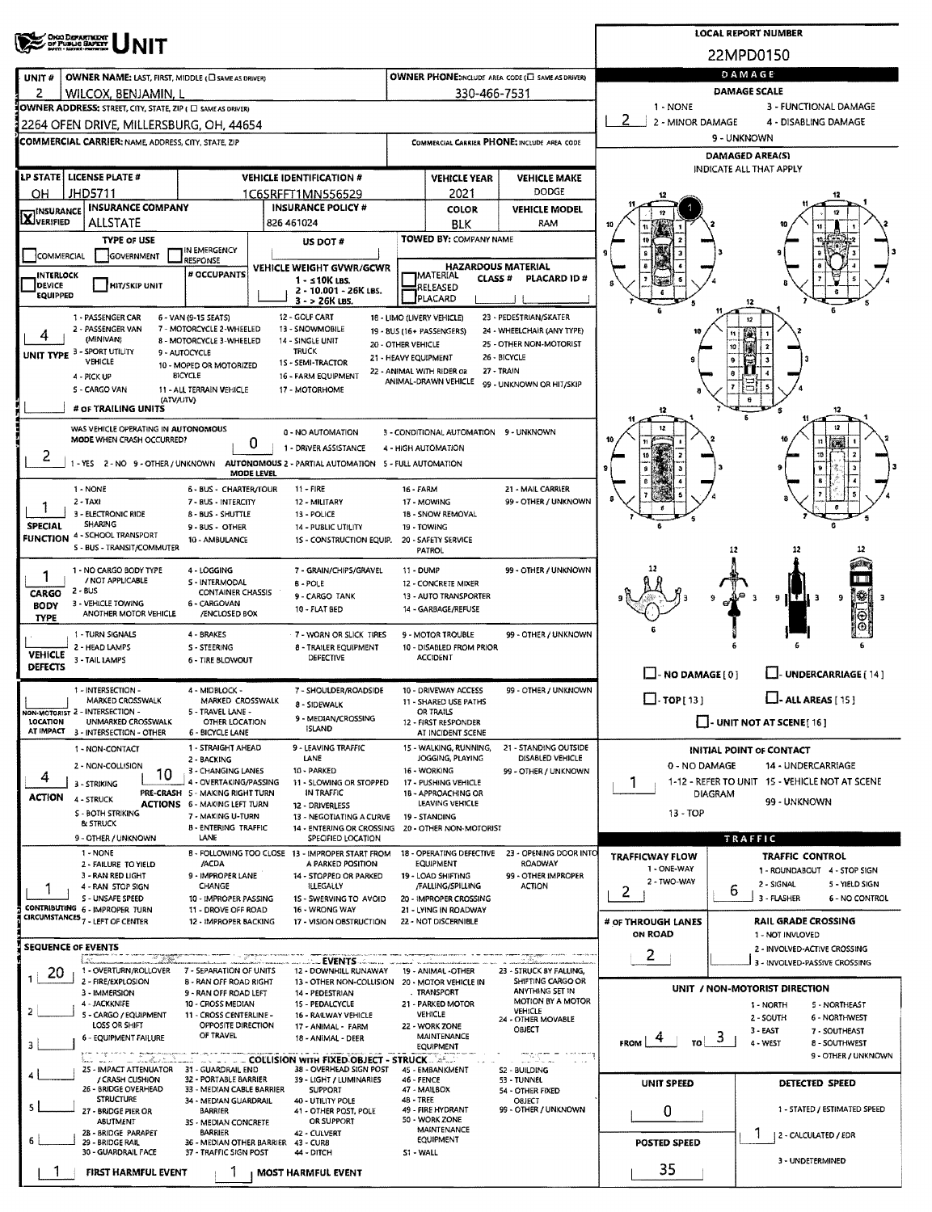# UNIT

**LOCAL REPORT NUMBER:** 22MPD0150

| UNIT # | OWNER NAME: LAST, FIRST, MIDDLE (☐ SAME AS DRIVER) | OWNER PHONE: INCLUDE AREA CODE (☐ SAME AS DRIVER) |
|---|---|---|
| 2 | WILCOX, BENJAMIN, L | 330-466-7531 |

**OWNER ADDRESS:** STREET, CITY, STATE, ZIP (☐ SAME AS DRIVER)
2264 OFEN DRIVE, MILLERSBURG, OH, 44654

**COMMERCIAL CARRIER:** NAME, ADDRESS, CITY, STATE, ZIP | **COMMERCIAL CARRIER PHONE:** INCLUDE AREA CODE

| LP STATE | LICENSE PLATE # | VEHICLE IDENTIFICATION # | VEHICLE YEAR | VEHICLE MAKE |
|---|---|---|---|---|
| OH | JHD5711 | 1C6SRFFT1MN556529 | 2021 | DODGE |

| INSURANCE | INSURANCE COMPANY | INSURANCE POLICY # | COLOR | VEHICLE MODEL |
|---|---|---|---|---|
| X VERIFIED | ALLSTATE | 826 461024 | BLK | RAM |

**TYPE OF USE:** ☐ COMMERCIAL ☐ GOVERNMENT ☐ IN EMERGENCY RESPONSE
**US DOT #**
**TOWED BY:** COMPANY NAME

☐ INTERLOCK DEVICE EQUIPPED ☐ HIT/SKIP UNIT

**# OCCUPANTS**

**VEHICLE WEIGHT GVWR/GCWR:** 1 - ≤10K LBS. 2 - 10.001 - 26K LBS. 3 - > 26K LBS.

**HAZARDOUS MATERIAL:** ☐ MATERIAL RELEASED CLASS # PLACARD ID # ☐ PLACARD

**UNIT TYPE:** 4
1 - PASSENGER CAR, 2 - PASSENGER VAN (MINIVAN), 3 - SPORT UTILITY VEHICLE, 4 - PICK UP, 5 - CARGO VAN, 6 - VAN (9-15 SEATS), 7 - MOTORCYCLE 2-WHEELED, 8 - MOTORCYCLE 3-WHEELED, 9 - AUTOCYCLE, 10 - MOPED OR MOTORIZED BICYCLE, 11 - ALL TERRAIN VEHICLE (ATV/UTV), 12 - GOLF CART, 13 - SNOWMOBILE, 14 - SINGLE UNIT TRUCK, 15 - SEMI-TRACTOR, 16 - FARM EQUIPMENT, 17 - MOTORHOME, 18 - LIMO (LIVERY VEHICLE), 19 - BUS (16+ PASSENGERS), 20 - OTHER VEHICLE, 21 - HEAVY EQUIPMENT, 22 - ANIMAL WITH RIDER OR ANIMAL-DRAWN VEHICLE, 23 - PEDESTRIAN/SKATER, 24 - WHEELCHAIR (ANY TYPE), 25 - OTHER NON-MOTORIST, 26 - BICYCLE, 27 - TRAIN, 99 - UNKNOWN OR HIT/SKIP

**# OF TRAILING UNITS:**

**WAS VEHICLE OPERATING IN AUTONOMOUS MODE WHEN CRASH OCCURRED?** 2
1 - YES 2 - NO 9 - OTHER / UNKNOWN

**AUTONOMOUS MODE LEVEL:** 0
0 - NO AUTOMATION, 1 - DRIVER ASSISTANCE, 2 - PARTIAL AUTOMATION, 3 - CONDITIONAL AUTOMATION, 4 - HIGH AUTOMATION, 5 - FULL AUTOMATION, 9 - UNKNOWN

**SPECIAL FUNCTION:** 1
1 - NONE, 2 - TAXI, 3 - ELECTRONIC RIDE SHARING, 4 - SCHOOL TRANSPORT, 5 - BUS - TRANSIT/COMMUTER, 6 - BUS - CHARTER/TOUR, 7 - BUS - INTERCITY, 8 - BUS - SHUTTLE, 9 - BUS - OTHER, 10 - AMBULANCE, 11 - FIRE, 12 - MILITARY, 13 - POLICE, 14 - PUBLIC UTILITY, 15 - CONSTRUCTION EQUIP., 16 - FARM, 17 - MOWING, 18 - SNOW REMOVAL, 19 - TOWING, 20 - SAFETY SERVICE PATROL, 21 - MAIL CARRIER, 99 - OTHER / UNKNOWN

**CARGO BODY TYPE:** 1
1 - NO CARGO BODY TYPE / NOT APPLICABLE, 2 - BUS, 3 - VEHICLE TOWING ANOTHER MOTOR VEHICLE, 4 - LOGGING, 5 - INTERMODAL CONTAINER CHASSIS, 6 - CARGOVAN /ENCLOSED BOX, 7 - GRAIN/CHIPS/GRAVEL, 8 - POLE, 9 - CARGO TANK, 10 - FLAT BED, 11 - DUMP, 12 - CONCRETE MIXER, 13 - AUTO TRANSPORTER, 14 - GARBAGE/REFUSE, 99 - OTHER / UNKNOWN

**VEHICLE DEFECTS:**
1 - TURN SIGNALS, 2 - HEAD LAMPS, 3 - TAIL LAMPS, 4 - BRAKES, 5 - STEERING, 6 - TIRE BLOWOUT, 7 - WORN OR SLICK TIRES, 8 - TRAILER EQUIPMENT DEFECTIVE, 9 - MOTOR TROUBLE, 10 - DISABLED FROM PRIOR ACCIDENT, 99 - OTHER / UNKNOWN

**NON-MOTORIST LOCATION AT IMPACT:**
1 - INTERSECTION - MARKED CROSSWALK, 2 - INTERSECTION - UNMARKED CROSSWALK, 3 - INTERSECTION - OTHER, 4 - MIDBLOCK - MARKED CROSSWALK, 5 - TRAVEL LANE - OTHER LOCATION, 6 - BICYCLE LANE, 7 - SHOULDER/ROADSIDE, 8 - SIDEWALK, 9 - MEDIAN/CROSSING ISLAND, 10 - DRIVEWAY ACCESS, 11 - SHARED USE PATHS OR TRAILS, 12 - FIRST RESPONDER AT INCIDENT SCENE, 99 - OTHER / UNKNOWN

**ACTION:** 4
1 - NON-CONTACT, 2 - NON-COLLISION, 3 - STRIKING, 4 - STRUCK, 5 - BOTH STRIKING & STRUCK, 9 - OTHER / UNKNOWN

**PRE-CRASH ACTIONS:** 10
1 - STRAIGHT AHEAD, 2 - BACKING, 3 - CHANGING LANES, 4 - OVERTAKING/PASSING, 5 - MAKING RIGHT TURN, 6 - MAKING LEFT TURN, 7 - MAKING U-TURN, 8 - ENTERING TRAFFIC LANE, 9 - LEAVING TRAFFIC LANE, 10 - PARKED, 11 - SLOWING OR STOPPED IN TRAFFIC, 12 - DRIVERLESS, 13 - NEGOTIATING A CURVE, 14 - ENTERING OR CROSSING SPECIFIED LOCATION, 15 - WALKING, RUNNING, JOGGING, PLAYING, 16 - WORKING, 17 - PUSHING VEHICLE, 18 - APPROACHING OR LEAVING VEHICLE, 19 - STANDING, 20 - OTHER NON-MOTORIST, 21 - STANDING OUTSIDE DISABLED VEHICLE, 99 - OTHER / UNKNOWN

**CONTRIBUTING CIRCUMSTANCES:** 1
1 - NONE, 2 - FAILURE TO YIELD, 3 - RAN RED LIGHT, 4 - RAN STOP SIGN, 5 - UNSAFE SPEED, 6 - IMPROPER TURN, 7 - LEFT OF CENTER, 8 - FOLLOWING TOO CLOSE /ACDA, 9 - IMPROPER LANE CHANGE, 10 - IMPROPER PASSING, 11 - DROVE OFF ROAD, 12 - IMPROPER BACKING, 13 - IMPROPER START FROM A PARKED POSITION, 14 - STOPPED OR PARKED ILLEGALLY, 15 - SWERVING TO AVOID, 16 - WRONG WAY, 17 - VISION OBSTRUCTION, 18 - OPERATING DEFECTIVE EQUIPMENT, 19 - LOAD SHIFTING /FALLING/SPILLING, 20 - IMPROPER CROSSING, 21 - LYING IN ROADWAY, 22 - NOT DISCERNIBLE, 23 - OPENING DOOR INTO ROADWAY, 99 - OTHER IMPROPER ACTION

## SEQUENCE OF EVENTS

| # | Event |
|---|---|
| 1 | 20 |
| 2 | |
| 3 | |
| 4 | |
| 5 | |
| 6 | |

**EVENTS:** 1 - OVERTURN/ROLLOVER, 2 - FIRE/EXPLOSION, 3 - IMMERSION, 4 - JACKKNIFE, 5 - CARGO / EQUIPMENT LOSS OR SHIFT, 6 - EQUIPMENT FAILURE, 7 - SEPARATION OF UNITS, 8 - RAN OFF ROAD RIGHT, 9 - RAN OFF ROAD LEFT, 10 - CROSS MEDIAN, 11 - CROSS CENTERLINE - OPPOSITE DIRECTION OF TRAVEL, 12 - DOWNHILL RUNAWAY, 13 - OTHER NON-COLLISION, 14 - PEDESTRIAN, 15 - PEDALCYCLE, 16 - RAILWAY VEHICLE, 17 - ANIMAL - FARM, 18 - ANIMAL - DEER, 19 - ANIMAL -OTHER, 20 - MOTOR VEHICLE IN TRANSPORT, 21 - PARKED MOTOR VEHICLE, 22 - WORK ZONE MAINTENANCE EQUIPMENT, 23 - STRUCK BY FALLING, SHIFTING CARGO OR ANYTHING SET IN MOTION BY A MOTOR VEHICLE, 24 - OTHER MOVABLE OBJECT

**COLLISION WITH FIXED OBJECT - STRUCK:** 25 - IMPACT ATTENUATOR / CRASH CUSHION, 26 - BRIDGE OVERHEAD STRUCTURE, 27 - BRIDGE PIER OR ABUTMENT, 28 - BRIDGE PARAPET, 29 - BRIDGE RAIL, 30 - GUARDRAIL FACE, 31 - GUARDRAIL END, 32 - PORTABLE BARRIER, 33 - MEDIAN CABLE BARRIER, 34 - MEDIAN GUARDRAIL BARRIER, 35 - MEDIAN CONCRETE BARRIER, 36 - MEDIAN OTHER BARRIER, 37 - TRAFFIC SIGN POST, 38 - OVERHEAD SIGN POST, 39 - LIGHT / LUMINARIES SUPPORT, 40 - UTILITY POLE, 41 - OTHER POST, POLE OR SUPPORT, 42 - CULVERT, 43 - CURB, 44 - DITCH, 45 - EMBANKMENT, 46 - FENCE, 47 - MAILBOX, 48 - TREE, 49 - FIRE HYDRANT, 50 - WORK ZONE MAINTENANCE EQUIPMENT, 51 - WALL, 52 - BUILDING, 53 - TUNNEL, 54 - OTHER FIXED OBJECT, 99 - OTHER / UNKNOWN

**FIRST HARMFUL EVENT:** 1 **MOST HARMFUL EVENT:** 1

## DAMAGE

**DAMAGE SCALE:** 2
1 - NONE, 2 - MINOR DAMAGE, 3 - FUNCTIONAL DAMAGE, 4 - DISABLING DAMAGE, 9 - UNKNOWN

**DAMAGED AREA(S):** INDICATE ALL THAT APPLY

☐ - NO DAMAGE [ 0 ] ☐ - UNDERCARRIAGE [ 14 ] ☐ - TOP [ 13 ] ☐ - ALL AREAS [ 15 ] ☐ - UNIT NOT AT SCENE [ 16 ]

**INITIAL POINT OF CONTACT:** 1
0 - NO DAMAGE, 1-12 - REFER TO UNIT DIAGRAM, 13 - TOP, 14 - UNDERCARRIAGE, 15 - VEHICLE NOT AT SCENE, 99 - UNKNOWN

## TRAFFIC

**TRAFFICWAY FLOW:** 2
1 - ONE-WAY, 2 - TWO-WAY

**TRAFFIC CONTROL:** 6
1 - ROUNDABOUT, 2 - SIGNAL, 3 - FLASHER, 4 - STOP SIGN, 5 - YIELD SIGN, 6 - NO CONTROL

**# OF THROUGH LANES ON ROAD:** 2

**RAIL GRADE CROSSING:**
1 - NOT INVOLVED, 2 - INVOLVED-ACTIVE CROSSING, 3 - INVOLVED-PASSIVE CROSSING

**UNIT / NON-MOTORIST DIRECTION:** FROM 4 TO 3
1 - NORTH, 2 - SOUTH, 3 - EAST, 4 - WEST, 5 - NORTHEAST, 6 - NORTHWEST, 7 - SOUTHEAST, 8 - SOUTHWEST, 9 - OTHER / UNKNOWN

**UNIT SPEED:** 0

**DETECTED SPEED:** 1
1 - STATED / ESTIMATED SPEED, 2 - CALCULATED / EDR, 3 - UNDETERMINED

**POSTED SPEED:** 35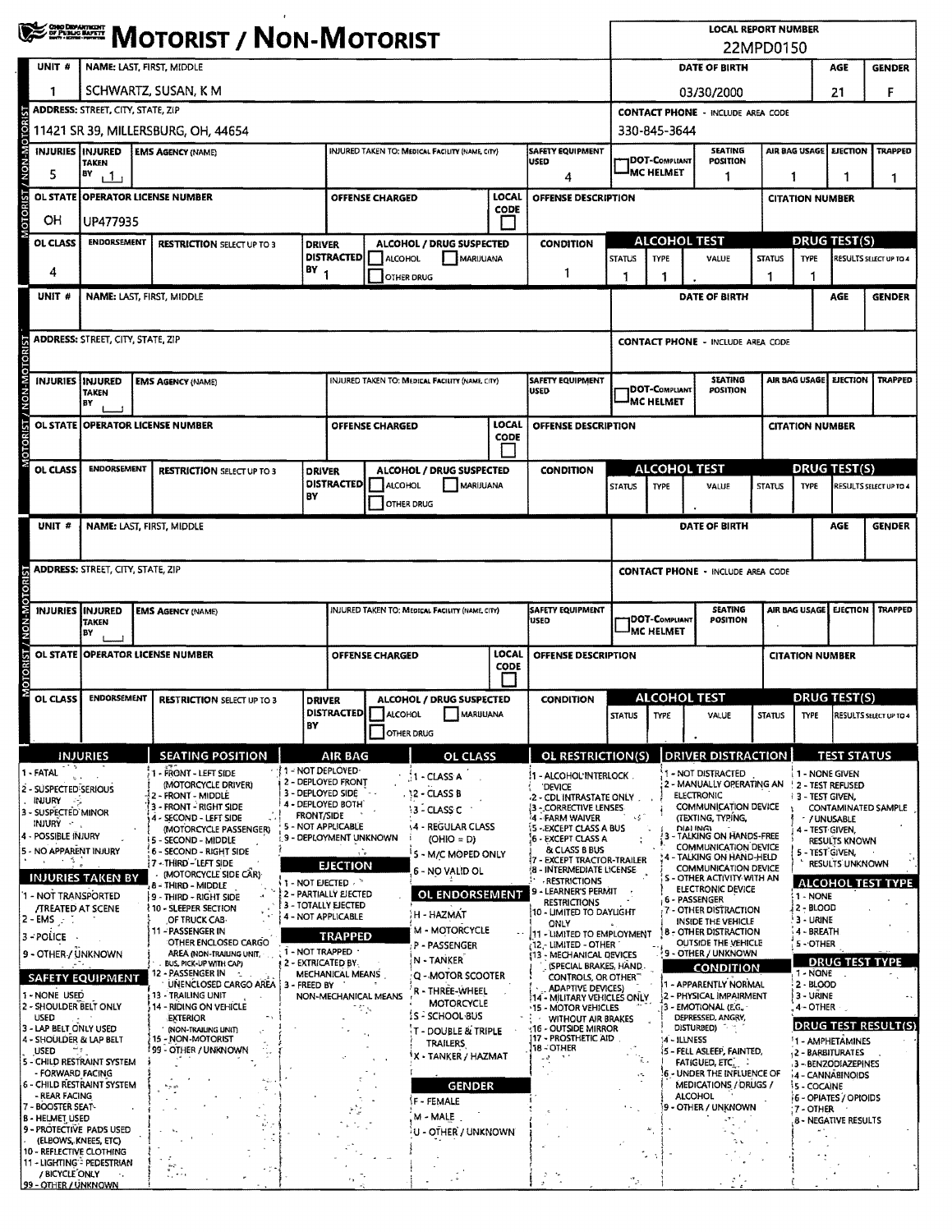# MOTORIST / NON-MOTORIST

**LOCAL REPORT NUMBER:** 22MPD0150

## Unit 1

| UNIT # | NAME: LAST, FIRST, MIDDLE | DATE OF BIRTH | AGE | GENDER |
|---|---|---|---|---|
| 1 | SCHWARTZ, SUSAN, K M | 03/30/2000 | 21 | F |

| ADDRESS: STREET, CITY, STATE, ZIP | CONTACT PHONE - INCLUDE AREA CODE |
|---|---|
| 11421 SR 39, MILLERSBURG, OH, 44654 | 330-845-3644 |

| INJURIES | INJURED TAKEN BY | EMS AGENCY (NAME) | INJURED TAKEN TO: MEDICAL FACILITY (NAME, CITY) | SAFETY EQUIPMENT USED | DOT-COMPLIANT MC HELMET | SEATING POSITION | AIR BAG USAGE | EJECTION | TRAPPED |
|---|---|---|---|---|---|---|---|---|---|
| 5 | 1 | | | 4 | | 1 | 1 | 1 | 1 |

| OL STATE | OPERATOR LICENSE NUMBER | OFFENSE CHARGED | LOCAL CODE | OFFENSE DESCRIPTION | CITATION NUMBER |
|---|---|---|---|---|---|
| OH | UP477935 | | ☐ | | |

| OL CLASS | ENDORSEMENT | RESTRICTION SELECT UP TO 3 | DRIVER DISTRACTED BY | ALCOHOL / DRUG SUSPECTED | CONDITION | ALCOHOL TEST STATUS | ALCOHOL TEST TYPE | ALCOHOL TEST VALUE | DRUG TEST STATUS | DRUG TEST TYPE | RESULTS SELECT UP TO 4 |
|---|---|---|---|---|---|---|---|---|---|---|---|
| 4 | | | 1 | ☐ ALCOHOL ☐ MARIJUANA ☐ OTHER DRUG | 1 | 1 | 1 | . | 1 | 1 | |

## Unit (blank)

| UNIT # | NAME: LAST, FIRST, MIDDLE | DATE OF BIRTH | AGE | GENDER |
|---|---|---|---|---|
| | | | | |

| ADDRESS: STREET, CITY, STATE, ZIP | CONTACT PHONE - INCLUDE AREA CODE |
|---|---|
| | |

| INJURIES | INJURED TAKEN BY | EMS AGENCY (NAME) | INJURED TAKEN TO: MEDICAL FACILITY (NAME, CITY) | SAFETY EQUIPMENT USED | DOT-COMPLIANT MC HELMET | SEATING POSITION | AIR BAG USAGE | EJECTION | TRAPPED |
|---|---|---|---|---|---|---|---|---|---|
| | | | | | | | | | |

| OL STATE | OPERATOR LICENSE NUMBER | OFFENSE CHARGED | LOCAL CODE | OFFENSE DESCRIPTION | CITATION NUMBER |
|---|---|---|---|---|---|
| | | | ☐ | | |

| OL CLASS | ENDORSEMENT | RESTRICTION SELECT UP TO 3 | DRIVER DISTRACTED BY | ALCOHOL / DRUG SUSPECTED | CONDITION | ALCOHOL TEST STATUS | ALCOHOL TEST TYPE | ALCOHOL TEST VALUE | DRUG TEST STATUS | DRUG TEST TYPE | RESULTS SELECT UP TO 4 |
|---|---|---|---|---|---|---|---|---|---|---|---|
| | | | | ☐ ALCOHOL ☐ MARIJUANA ☐ OTHER DRUG | | | | . | | | |

## Unit (blank)

| UNIT # | NAME: LAST, FIRST, MIDDLE | DATE OF BIRTH | AGE | GENDER |
|---|---|---|---|---|
| | | | | |

| ADDRESS: STREET, CITY, STATE, ZIP | CONTACT PHONE - INCLUDE AREA CODE |
|---|---|
| | |

| INJURIES | INJURED TAKEN BY | EMS AGENCY (NAME) | INJURED TAKEN TO: MEDICAL FACILITY (NAME, CITY) | SAFETY EQUIPMENT USED | DOT-COMPLIANT MC HELMET | SEATING POSITION | AIR BAG USAGE | EJECTION | TRAPPED |
|---|---|---|---|---|---|---|---|---|---|
| | | | | | | | | | |

| OL STATE | OPERATOR LICENSE NUMBER | OFFENSE CHARGED | LOCAL CODE | OFFENSE DESCRIPTION | CITATION NUMBER |
|---|---|---|---|---|---|
| | | | ☐ | | |

| OL CLASS | ENDORSEMENT | RESTRICTION SELECT UP TO 3 | DRIVER DISTRACTED BY | ALCOHOL / DRUG SUSPECTED | CONDITION | ALCOHOL TEST STATUS | ALCOHOL TEST TYPE | ALCOHOL TEST VALUE | DRUG TEST STATUS | DRUG TEST TYPE | RESULTS SELECT UP TO 4 |
|---|---|---|---|---|---|---|---|---|---|---|---|
| | | | | ☐ ALCOHOL ☐ MARIJUANA ☐ OTHER DRUG | | | | . | | | |

## Codes

### INJURIES
1 - FATAL
2 - SUSPECTED SERIOUS INJURY
3 - SUSPECTED MINOR INJURY
4 - POSSIBLE INJURY
5 - NO APPARENT INJURY

### INJURIES TAKEN BY
1 - NOT TRANSPORTED /TREATED AT SCENE
2 - EMS
3 - POLICE
9 - OTHER / UNKNOWN

### SAFETY EQUIPMENT
1 - NONE USED
2 - SHOULDER BELT ONLY USED
3 - LAP BELT ONLY USED
4 - SHOULDER & LAP BELT USED
5 - CHILD RESTRAINT SYSTEM - FORWARD FACING
6 - CHILD RESTRAINT SYSTEM - REAR FACING
7 - BOOSTER SEAT
8 - HELMET USED
9 - PROTECTIVE PADS USED (ELBOWS, KNEES, ETC)
10 - REFLECTIVE CLOTHING
11 - LIGHTING - PEDESTRIAN / BICYCLE ONLY
99 - OTHER / UNKNOWN

### SEATING POSITION
1 - FRONT - LEFT SIDE (MOTORCYCLE DRIVER)
2 - FRONT - MIDDLE
3 - FRONT - RIGHT SIDE
4 - SECOND - LEFT SIDE (MOTORCYCLE PASSENGER)
5 - SECOND - MIDDLE
6 - SECOND - RIGHT SIDE
7 - THIRD - LEFT SIDE (MOTORCYCLE SIDE CAR)
8 - THIRD - MIDDLE
9 - THIRD - RIGHT SIDE
10 - SLEEPER SECTION OF TRUCK CAB
11 - PASSENGER IN OTHER ENCLOSED CARGO AREA (NON-TRAILING UNIT, BUS, PICK-UP WITH CAP)
12 - PASSENGER IN UNENCLOSED CARGO AREA
13 - TRAILING UNIT
14 - RIDING ON VEHICLE EXTERIOR (NON-TRAILING UNIT)
15 - NON-MOTORIST
99 - OTHER / UNKNOWN

### AIR BAG
1 - NOT DEPLOYED
2 - DEPLOYED FRONT
3 - DEPLOYED SIDE
4 - DEPLOYED BOTH FRONT/SIDE
5 - NOT APPLICABLE
9 - DEPLOYMENT UNKNOWN

### EJECTION
1 - NOT EJECTED
2 - PARTIALLY EJECTED
3 - TOTALLY EJECTED
4 - NOT APPLICABLE

### TRAPPED
1 - NOT TRAPPED
2 - EXTRICATED BY MECHANICAL MEANS
3 - FREED BY NON-MECHANICAL MEANS

### OL CLASS
1 - CLASS A
2 - CLASS B
3 - CLASS C
4 - REGULAR CLASS (OHIO = D)
5 - M/C MOPED ONLY
6 - NO VALID OL

### OL ENDORSEMENT
H - HAZMAT
M - MOTORCYCLE
P - PASSENGER
N - TANKER
Q - MOTOR SCOOTER
R - THREE-WHEEL MOTORCYCLE
S - SCHOOL BUS
T - DOUBLE & TRIPLE TRAILERS
X - TANKER / HAZMAT

### GENDER
F - FEMALE
M - MALE
U - OTHER / UNKNOWN

### OL RESTRICTION(S)
1 - ALCOHOL INTERLOCK DEVICE
2 - CDL INTRASTATE ONLY
3 - CORRECTIVE LENSES
4 - FARM WAIVER
5 - EXCEPT CLASS A BUS
6 - EXCEPT CLASS A & CLASS B BUS
7 - EXCEPT TRACTOR-TRAILER
8 - INTERMEDIATE LICENSE RESTRICTIONS
9 - LEARNER'S PERMIT RESTRICTIONS
10 - LIMITED TO DAYLIGHT ONLY
11 - LIMITED TO EMPLOYMENT
12 - LIMITED - OTHER
13 - MECHANICAL DEVICES (SPECIAL BRAKES, HAND CONTROLS, OR OTHER ADAPTIVE DEVICES)
14 - MILITARY VEHICLES ONLY
15 - MOTOR VEHICLES WITHOUT AIR BRAKES
16 - OUTSIDE MIRROR
17 - PROSTHETIC AID
18 - OTHER

### DRIVER DISTRACTION
1 - NOT DISTRACTED
2 - MANUALLY OPERATING AN ELECTRONIC COMMUNICATION DEVICE (TEXTING, TYPING, DIALING)
3 - TALKING ON HANDS-FREE COMMUNICATION DEVICE
4 - TALKING ON HAND-HELD COMMUNICATION DEVICE
5 - OTHER ACTIVITY WITH AN ELECTRONIC DEVICE
6 - PASSENGER
7 - OTHER DISTRACTION INSIDE THE VEHICLE
8 - OTHER DISTRACTION OUTSIDE THE VEHICLE
9 - OTHER / UNKNOWN

### CONDITION
1 - APPARENTLY NORMAL
2 - PHYSICAL IMPAIRMENT
3 - EMOTIONAL (E.G., DEPRESSED, ANGRY, DISTURBED)
4 - ILLNESS
5 - FELL ASLEEP, FAINTED, FATIGUED, ETC.
6 - UNDER THE INFLUENCE OF MEDICATIONS / DRUGS / ALCOHOL
9 - OTHER / UNKNOWN

### TEST STATUS
1 - NONE GIVEN
2 - TEST REFUSED
3 - TEST GIVEN, CONTAMINATED SAMPLE / UNUSABLE
4 - TEST GIVEN, RESULTS KNOWN
5 - TEST GIVEN, RESULTS UNKNOWN

### ALCOHOL TEST TYPE
1 - NONE
2 - BLOOD
3 - URINE
4 - BREATH
5 - OTHER

### DRUG TEST TYPE
1 - NONE
2 - BLOOD
3 - URINE
4 - OTHER

### DRUG TEST RESULT(S)
1 - AMPHETAMINES
2 - BARBITURATES
3 - BENZODIAZEPINES
4 - CANNABINOIDS
5 - COCAINE
6 - OPIATES / OPIOIDS
7 - OTHER
8 - NEGATIVE RESULTS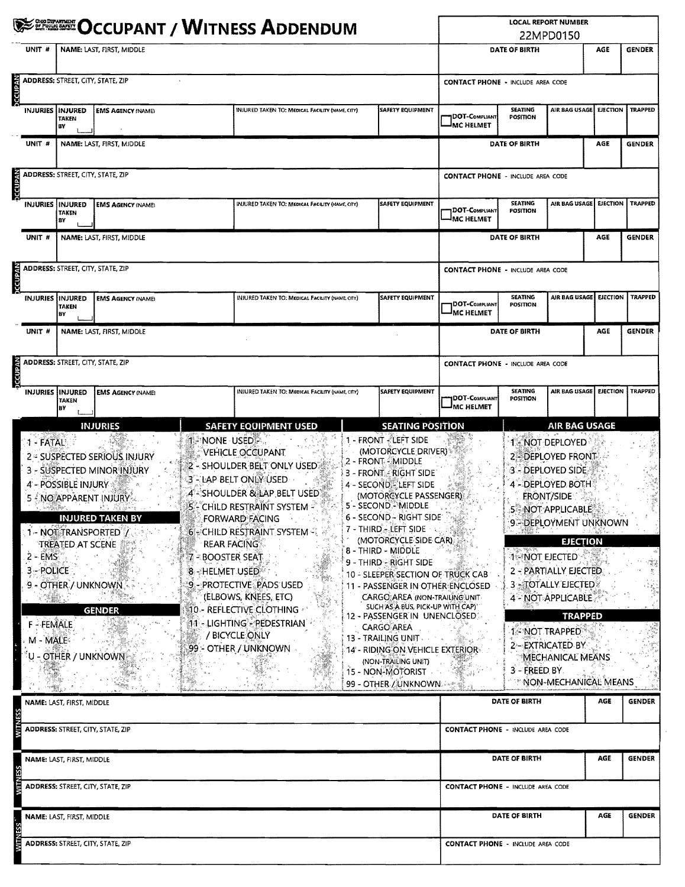# OHIO DEPARTMENT OF PUBLIC SAFETY OCCUPANT / WITNESS ADDENDUM

| LOCAL REPORT NUMBER |
|---|
| 22MPD0150 |

## OCCUPANT

| UNIT # | NAME: LAST, FIRST, MIDDLE | DATE OF BIRTH | AGE | GENDER |
|---|---|---|---|---|
| | | | | |

| ADDRESS: STREET, CITY, STATE, ZIP | CONTACT PHONE - INCLUDE AREA CODE |
|---|---|
| | |

| INJURIES | INJURED TAKEN BY | EMS AGENCY (NAME) | INJURED TAKEN TO: MEDICAL FACILITY (NAME, CITY) | SAFETY EQUIPMENT | DOT-COMPLIANT MC HELMET | SEATING POSITION | AIR BAG USAGE | EJECTION | TRAPPED |
|---|---|---|---|---|---|---|---|---|---|
| | | | | | | | | | |

## OCCUPANT

| UNIT # | NAME: LAST, FIRST, MIDDLE | DATE OF BIRTH | AGE | GENDER |
|---|---|---|---|---|
| | | | | |

| ADDRESS: STREET, CITY, STATE, ZIP | CONTACT PHONE - INCLUDE AREA CODE |
|---|---|
| | |

| INJURIES | INJURED TAKEN BY | EMS AGENCY (NAME) | INJURED TAKEN TO: MEDICAL FACILITY (NAME, CITY) | SAFETY EQUIPMENT | DOT-COMPLIANT MC HELMET | SEATING POSITION | AIR BAG USAGE | EJECTION | TRAPPED |
|---|---|---|---|---|---|---|---|---|---|
| | | | | | | | | | |

## OCCUPANT

| UNIT # | NAME: LAST, FIRST, MIDDLE | DATE OF BIRTH | AGE | GENDER |
|---|---|---|---|---|
| | | | | |

| ADDRESS: STREET, CITY, STATE, ZIP | CONTACT PHONE - INCLUDE AREA CODE |
|---|---|
| | |

| INJURIES | INJURED TAKEN BY | EMS AGENCY (NAME) | INJURED TAKEN TO: MEDICAL FACILITY (NAME, CITY) | SAFETY EQUIPMENT | DOT-COMPLIANT MC HELMET | SEATING POSITION | AIR BAG USAGE | EJECTION | TRAPPED |
|---|---|---|---|---|---|---|---|---|---|
| | | | | | | | | | |

## OCCUPANT

| UNIT # | NAME: LAST, FIRST, MIDDLE | DATE OF BIRTH | AGE | GENDER |
|---|---|---|---|---|
| | | | | |

| ADDRESS: STREET, CITY, STATE, ZIP | CONTACT PHONE - INCLUDE AREA CODE |
|---|---|
| | |

| INJURIES | INJURED TAKEN BY | EMS AGENCY (NAME) | INJURED TAKEN TO: MEDICAL FACILITY (NAME, CITY) | SAFETY EQUIPMENT | DOT-COMPLIANT MC HELMET | SEATING POSITION | AIR BAG USAGE | EJECTION | TRAPPED |
|---|---|---|---|---|---|---|---|---|---|
| | | | | | | | | | |

### INJURIES
1 - FATAL
2 - SUSPECTED SERIOUS INJURY
3 - SUSPECTED MINOR INJURY
4 - POSSIBLE INJURY
5 - NO APPARENT INJURY

### INJURED TAKEN BY
1 - NOT TRANSPORTED / TREATED AT SCENE
2 - EMS
3 - POLICE
9 - OTHER / UNKNOWN

### GENDER
F - FEMALE
M - MALE
U - OTHER / UNKNOWN

### SAFETY EQUIPMENT USED
1 - NONE USED - VEHICLE OCCUPANT
2 - SHOULDER BELT ONLY USED
3 - LAP BELT ONLY USED
4 - SHOULDER & LAP BELT USED
5 - CHILD RESTRAINT SYSTEM - FORWARD FACING
6 - CHILD RESTRAINT SYSTEM - REAR FACING
7 - BOOSTER SEAT
8 - HELMET USED
9 - PROTECTIVE PADS USED (ELBOWS, KNEES, ETC)
10 - REFLECTIVE CLOTHING
11 - LIGHTING - PEDESTRIAN / BICYCLE ONLY
99 - OTHER / UNKNOWN

### SEATING POSITION
1 - FRONT - LEFT SIDE (MOTORCYCLE DRIVER)
2 - FRONT - MIDDLE
3 - FRONT - RIGHT SIDE
4 - SECOND - LEFT SIDE (MOTORCYCLE PASSENGER)
5 - SECOND - MIDDLE
6 - SECOND - RIGHT SIDE
7 - THIRD - LEFT SIDE (MOTORCYCLE SIDE CAR)
8 - THIRD - MIDDLE
9 - THIRD - RIGHT SIDE
10 - SLEEPER SECTION OF TRUCK CAB
11 - PASSENGER IN OTHER ENCLOSED CARGO AREA (NON-TRAILING UNIT SUCH AS A BUS, PICK-UP WITH CAP)
12 - PASSENGER IN UNENCLOSED CARGO AREA
13 - TRAILING UNIT
14 - RIDING ON VEHICLE EXTERIOR (NON-TRAILING UNIT)
15 - NON-MOTORIST
99 - OTHER / UNKNOWN

### AIR BAG USAGE
1 - NOT DEPLOYED
2 - DEPLOYED FRONT
3 - DEPLOYED SIDE
4 - DEPLOYED BOTH FRONT/SIDE
5 - NOT APPLICABLE
9 - DEPLOYMENT UNKNOWN

### EJECTION
1 - NOT EJECTED
2 - PARTIALLY EJECTED
3 - TOTALLY EJECTED
4 - NOT APPLICABLE

### TRAPPED
1 - NOT TRAPPED
2 - EXTRICATED BY MECHANICAL MEANS
3 - FREED BY NON-MECHANICAL MEANS

## WITNESS

| NAME: LAST, FIRST, MIDDLE | DATE OF BIRTH | AGE | GENDER |
|---|---|---|---|
| | | | |

| ADDRESS: STREET, CITY, STATE, ZIP | CONTACT PHONE - INCLUDE AREA CODE |
|---|---|
| | |

## WITNESS

| NAME: LAST, FIRST, MIDDLE | DATE OF BIRTH | AGE | GENDER |
|---|---|---|---|
| | | | |

| ADDRESS: STREET, CITY, STATE, ZIP | CONTACT PHONE - INCLUDE AREA CODE |
|---|---|
| | |

## WITNESS

| NAME: LAST, FIRST, MIDDLE | DATE OF BIRTH | AGE | GENDER |
|---|---|---|---|
| | | | |

| ADDRESS: STREET, CITY, STATE, ZIP | CONTACT PHONE - INCLUDE AREA CODE |
|---|---|
| | |